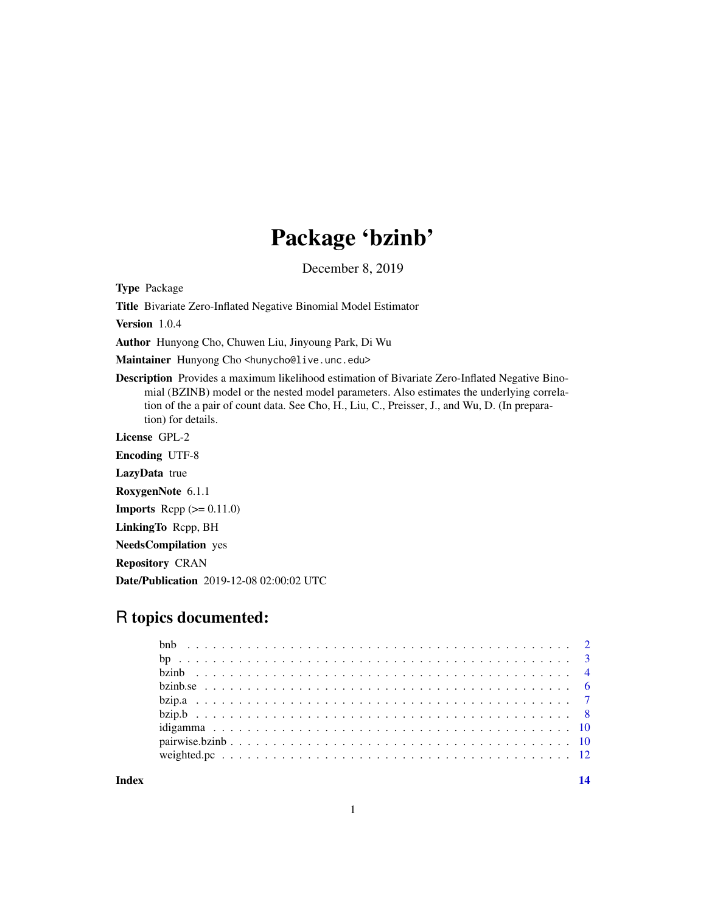# Package 'bzinb'

December 8, 2019

**Type** Package

**Title** Bivariate Zero-Inflated Negative Binomial Model Estimator

**Version** 1.0.4

**Author** Hunyong Cho, Chuwen Liu, Jinyoung Park, Di Wu

**Maintainer** Hunyong Cho <hunycho@live.unc.edu>

**Description** Provides a maximum likelihood estimation of Bivariate Zero-Inflated Negative Binomial (BZINB) model or the nested model parameters. Also estimates the underlying correlation of the a pair of count data. See Cho, H., Liu, C., Preisser, J., and Wu, D. (In preparation) for details.

**License** GPL-2

**Encoding** UTF-8

**LazyData** true

**RoxygenNote** 6.1.1

**Imports** Rcpp (>= 0.11.0)

**LinkingTo** Rcpp, BH

**NeedsCompilation** yes

**Repository** CRAN

**Date/Publication** 2019-12-08 02:00:02 UTC

## R topics documented:

- bnb . . . . . . . . . . 2
- bp . . . . . . . . . . 3
- bzinb . . . . . . . . . . 4
- bzinb.se . . . . . . . . . . 6
- bzip.a . . . . . . . . . . 7
- bzip.b . . . . . . . . . . 8
- idigamma . . . . . . . . . . 10
- pairwise.bzinb . . . . . . . . . . 10
- weighted.pc . . . . . . . . . . 12

**Index** 14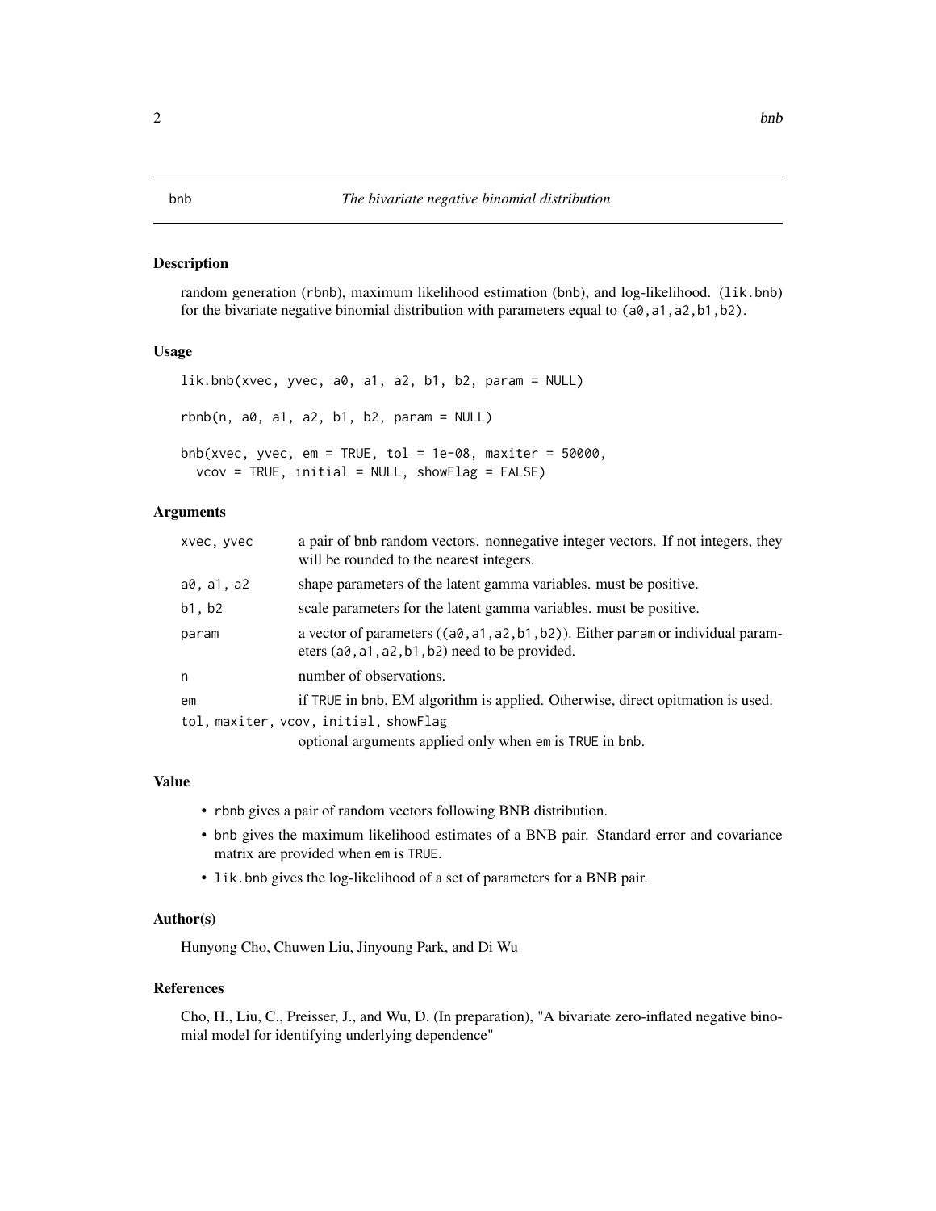# bnb — *The bivariate negative binomial distribution*

## Description

random generation (rbnb), maximum likelihood estimation (bnb), and log-likelihood. (lik.bnb) for the bivariate negative binomial distribution with parameters equal to (a0,a1,a2,b1,b2).

## Usage

```
lik.bnb(xvec, yvec, a0, a1, a2, b1, b2, param = NULL)

rbnb(n, a0, a1, a2, b1, b2, param = NULL)

bnb(xvec, yvec, em = TRUE, tol = 1e-08, maxiter = 50000,
  vcov = TRUE, initial = NULL, showFlag = FALSE)
```

## Arguments

| | |
|---|---|
| xvec, yvec | a pair of bnb random vectors. nonnegative integer vectors. If not integers, they will be rounded to the nearest integers. |
| a0, a1, a2 | shape parameters of the latent gamma variables. must be positive. |
| b1, b2 | scale parameters for the latent gamma variables. must be positive. |
| param | a vector of parameters ((a0,a1,a2,b1,b2)). Either param or individual parameters (a0,a1,a2,b1,b2) need to be provided. |
| n | number of observations. |
| em | if TRUE in bnb, EM algorithm is applied. Otherwise, direct opitmation is used. |
| tol, maxiter, vcov, initial, showFlag | optional arguments applied only when em is TRUE in bnb. |

## Value

- rbnb gives a pair of random vectors following BNB distribution.
- bnb gives the maximum likelihood estimates of a BNB pair. Standard error and covariance matrix are provided when em is TRUE.
- lik.bnb gives the log-likelihood of a set of parameters for a BNB pair.

## Author(s)

Hunyong Cho, Chuwen Liu, Jinyoung Park, and Di Wu

## References

Cho, H., Liu, C., Preisser, J., and Wu, D. (In preparation), "A bivariate zero-inflated negative binomial model for identifying underlying dependence"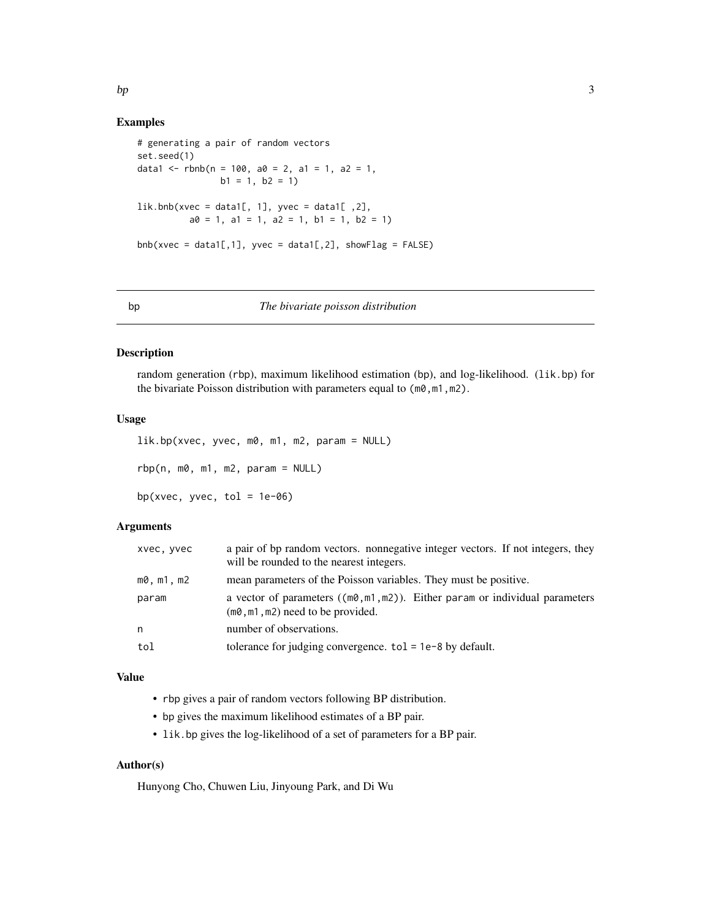## Examples

```
# generating a pair of random vectors
set.seed(1)
data1 <- rbnb(n = 100, a0 = 2, a1 = 1, a2 = 1,
                b1 = 1, b2 = 1)

lik.bnb(xvec = data1[, 1], yvec = data1[ ,2],
          a0 = 1, a1 = 1, a2 = 1, b1 = 1, b2 = 1)

bnb(xvec = data1[,1], yvec = data1[,2], showFlag = FALSE)
```

---

# bp — *The bivariate poisson distribution*

## Description

random generation (rbp), maximum likelihood estimation (bp), and log-likelihood. (lik.bp) for the bivariate Poisson distribution with parameters equal to (m0,m1,m2).

## Usage

```
lik.bp(xvec, yvec, m0, m1, m2, param = NULL)

rbp(n, m0, m1, m2, param = NULL)

bp(xvec, yvec, tol = 1e-06)
```

## Arguments

| | |
|---|---|
| xvec, yvec | a pair of bp random vectors. nonnegative integer vectors. If not integers, they will be rounded to the nearest integers. |
| m0, m1, m2 | mean parameters of the Poisson variables. They must be positive. |
| param | a vector of parameters ((m0,m1,m2)). Either param or individual parameters (m0,m1,m2) need to be provided. |
| n | number of observations. |
| tol | tolerance for judging convergence. tol = 1e-8 by default. |

## Value

- rbp gives a pair of random vectors following BP distribution.
- bp gives the maximum likelihood estimates of a BP pair.
- lik.bp gives the log-likelihood of a set of parameters for a BP pair.

## Author(s)

Hunyong Cho, Chuwen Liu, Jinyoung Park, and Di Wu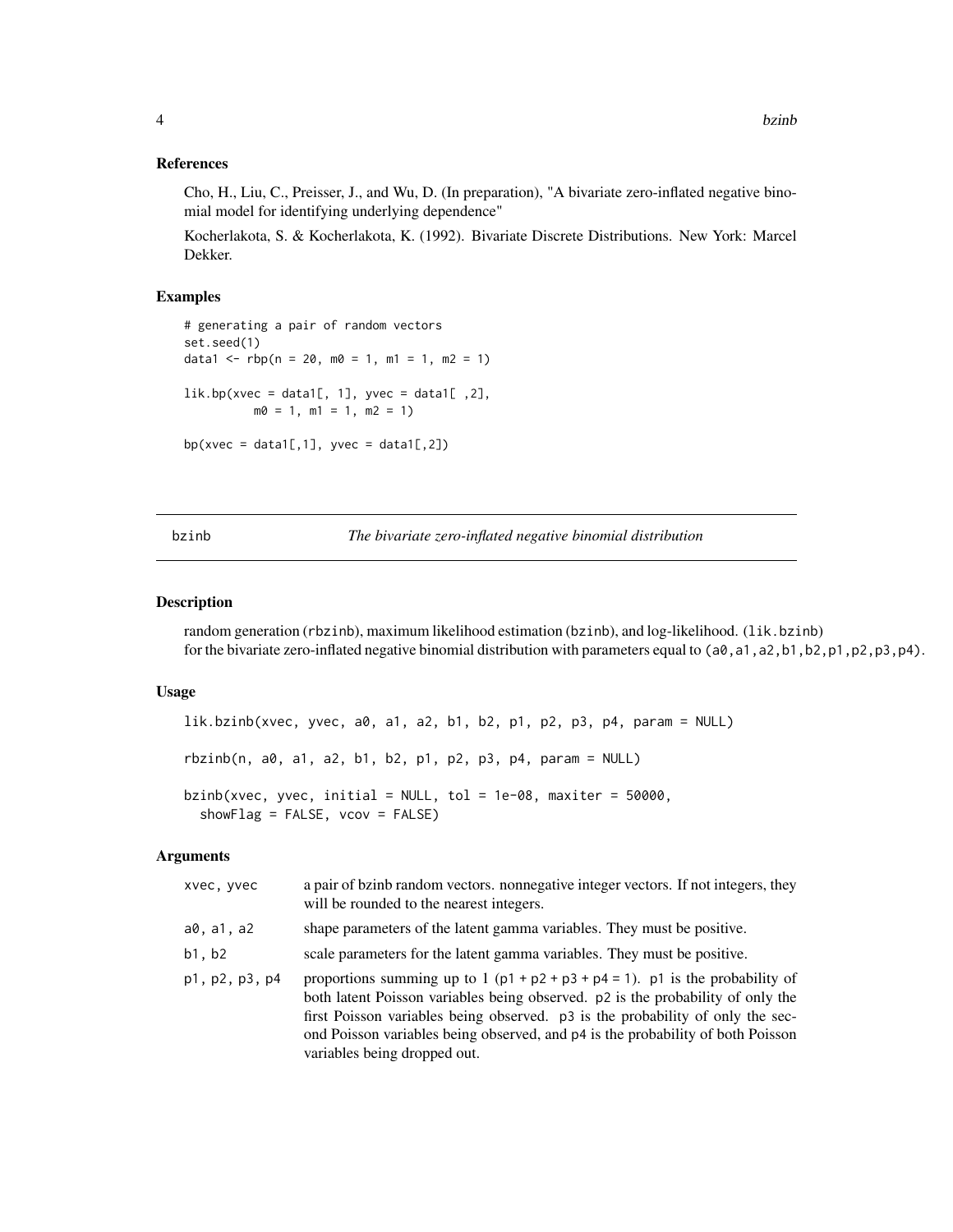### References

Cho, H., Liu, C., Preisser, J., and Wu, D. (In preparation), "A bivariate zero-inflated negative binomial model for identifying underlying dependence"

Kocherlakota, S. & Kocherlakota, K. (1992). Bivariate Discrete Distributions. New York: Marcel Dekker.

### Examples

```
# generating a pair of random vectors
set.seed(1)
data1 <- rbp(n = 20, m0 = 1, m1 = 1, m2 = 1)

lik.bp(xvec = data1[, 1], yvec = data1[ ,2],
         m0 = 1, m1 = 1, m2 = 1)

bp(xvec = data1[,1], yvec = data1[,2])
```

---

## bzinb — *The bivariate zero-inflated negative binomial distribution*

---

### Description

random generation (rbzinb), maximum likelihood estimation (bzinb), and log-likelihood. (lik.bzinb) for the bivariate zero-inflated negative binomial distribution with parameters equal to (a0,a1,a2,b1,b2,p1,p2,p3,p4).

### Usage

```
lik.bzinb(xvec, yvec, a0, a1, a2, b1, b2, p1, p2, p3, p4, param = NULL)

rbzinb(n, a0, a1, a2, b1, b2, p1, p2, p3, p4, param = NULL)

bzinb(xvec, yvec, initial = NULL, tol = 1e-08, maxiter = 50000,
  showFlag = FALSE, vcov = FALSE)
```

### Arguments

| | |
|---|---|
| xvec, yvec | a pair of bzinb random vectors. nonnegative integer vectors. If not integers, they will be rounded to the nearest integers. |
| a0, a1, a2 | shape parameters of the latent gamma variables. They must be positive. |
| b1, b2 | scale parameters for the latent gamma variables. They must be positive. |
| p1, p2, p3, p4 | proportions summing up to 1 (p1 + p2 + p3 + p4 = 1). p1 is the probability of both latent Poisson variables being observed. p2 is the probability of only the first Poisson variables being observed. p3 is the probability of only the second Poisson variables being observed, and p4 is the probability of both Poisson variables being dropped out. |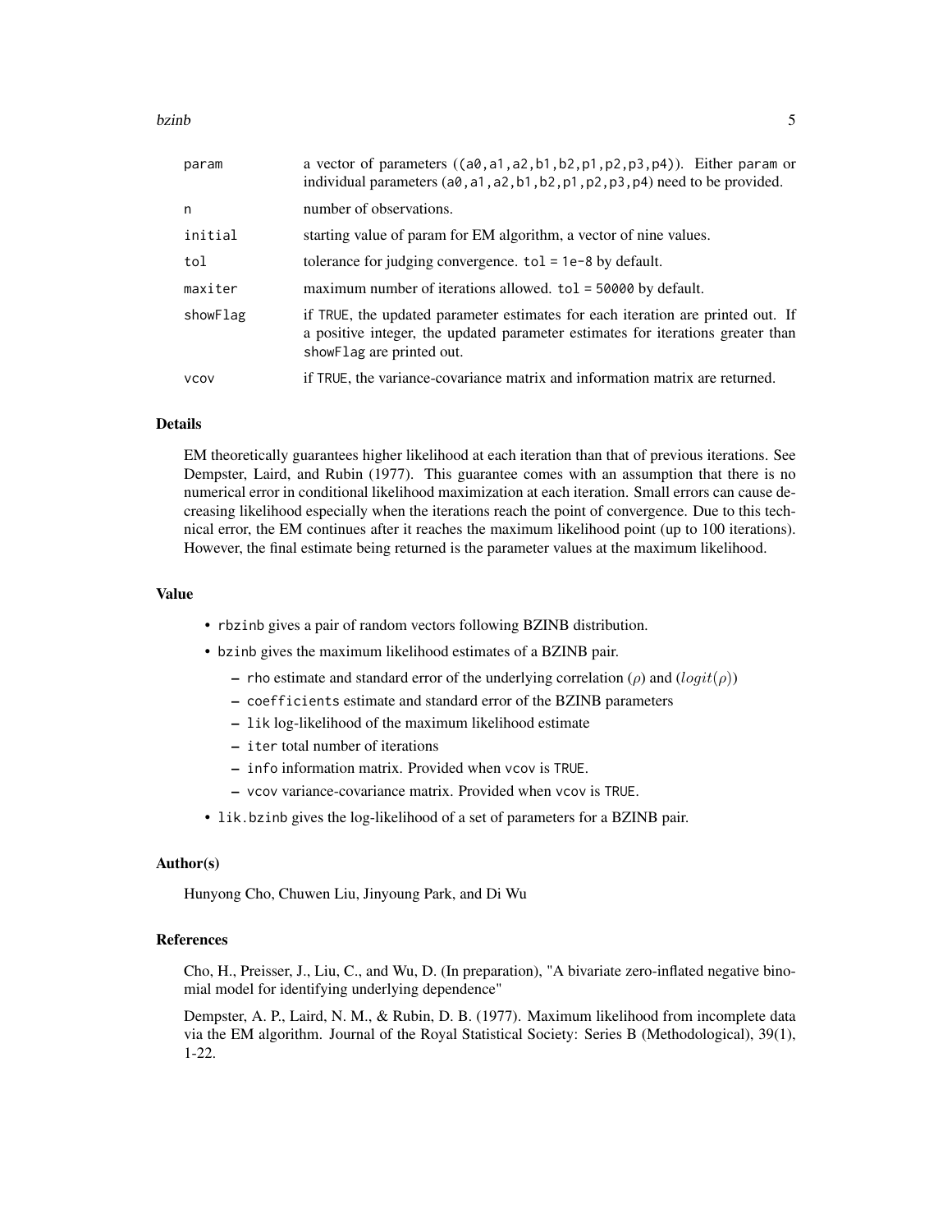| | |
|---|---|
| param | a vector of parameters ((a0,a1,a2,b1,b2,p1,p2,p3,p4)). Either param or individual parameters (a0,a1,a2,b1,b2,p1,p2,p3,p4) need to be provided. |
| n | number of observations. |
| initial | starting value of param for EM algorithm, a vector of nine values. |
| tol | tolerance for judging convergence. tol = 1e-8 by default. |
| maxiter | maximum number of iterations allowed. tol = 50000 by default. |
| showFlag | if TRUE, the updated parameter estimates for each iteration are printed out. If a positive integer, the updated parameter estimates for iterations greater than showFlag are printed out. |
| vcov | if TRUE, the variance-covariance matrix and information matrix are returned. |

## Details

EM theoretically guarantees higher likelihood at each iteration than that of previous iterations. See Dempster, Laird, and Rubin (1977). This guarantee comes with an assumption that there is no numerical error in conditional likelihood maximization at each iteration. Small errors can cause decreasing likelihood especially when the iterations reach the point of convergence. Due to this technical error, the EM continues after it reaches the maximum likelihood point (up to 100 iterations). However, the final estimate being returned is the parameter values at the maximum likelihood.

## Value

- rbzinb gives a pair of random vectors following BZINB distribution.
- bzinb gives the maximum likelihood estimates of a BZINB pair.
  - rho estimate and standard error of the underlying correlation ($\rho$) and ($logit(\rho)$)
  - coefficients estimate and standard error of the BZINB parameters
  - lik log-likelihood of the maximum likelihood estimate
  - iter total number of iterations
  - info information matrix. Provided when vcov is TRUE.
  - vcov variance-covariance matrix. Provided when vcov is TRUE.
- lik.bzinb gives the log-likelihood of a set of parameters for a BZINB pair.

## Author(s)

Hunyong Cho, Chuwen Liu, Jinyoung Park, and Di Wu

## References

Cho, H., Preisser, J., Liu, C., and Wu, D. (In preparation), "A bivariate zero-inflated negative binomial model for identifying underlying dependence"

Dempster, A. P., Laird, N. M., & Rubin, D. B. (1977). Maximum likelihood from incomplete data via the EM algorithm. Journal of the Royal Statistical Society: Series B (Methodological), 39(1), 1-22.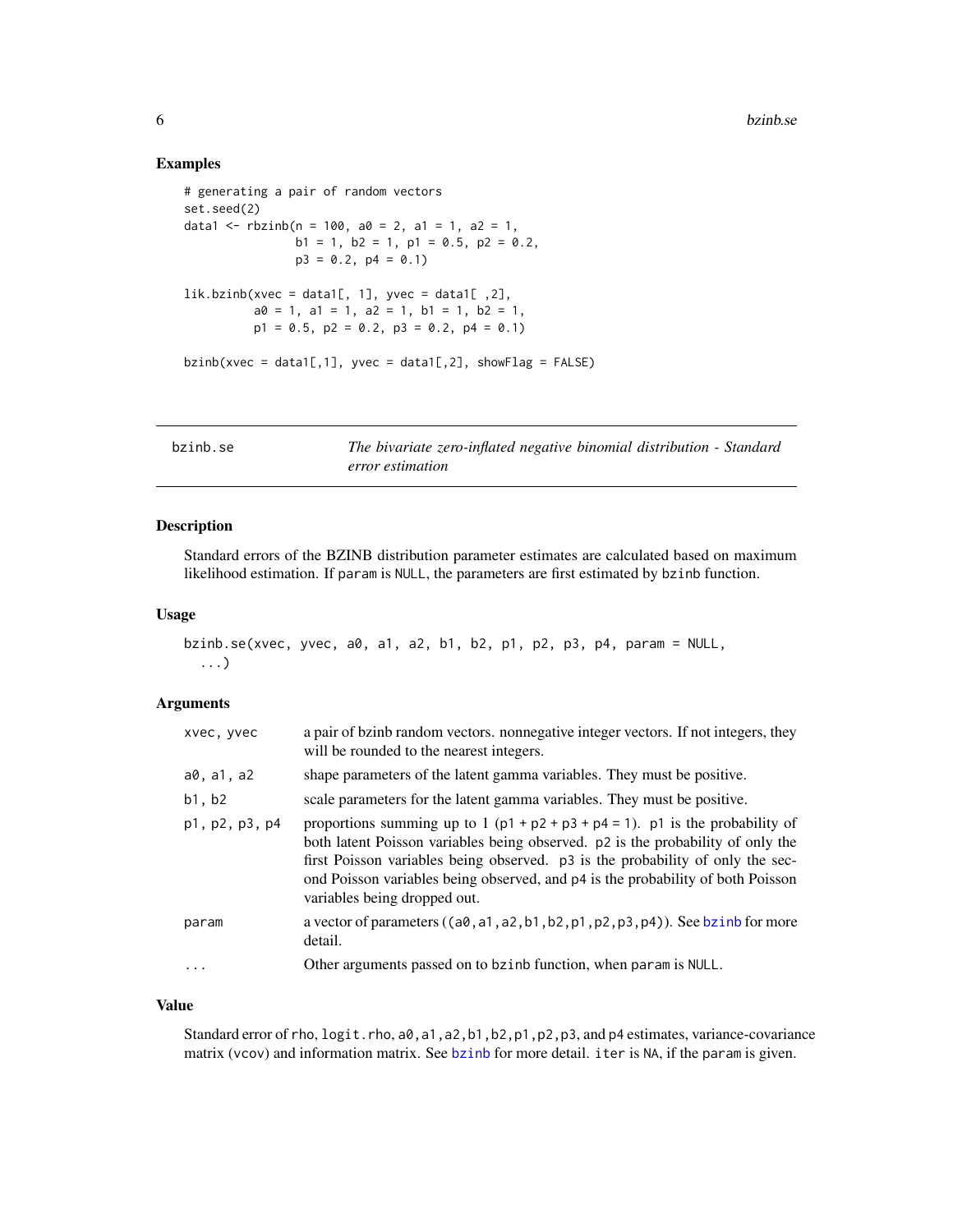## Examples

```
# generating a pair of random vectors
set.seed(2)
data1 <- rbzinb(n = 100, a0 = 2, a1 = 1, a2 = 1,
                b1 = 1, b2 = 1, p1 = 0.5, p2 = 0.2,
                p3 = 0.2, p4 = 0.1)

lik.bzinb(xvec = data1[, 1], yvec = data1[ ,2],
          a0 = 1, a1 = 1, a2 = 1, b1 = 1, b2 = 1,
          p1 = 0.5, p2 = 0.2, p3 = 0.2, p4 = 0.1)

bzinb(xvec = data1[,1], yvec = data1[,2], showFlag = FALSE)
```

---

# bzinb.se — *The bivariate zero-inflated negative binomial distribution - Standard error estimation*

---

## Description

Standard errors of the BZINB distribution parameter estimates are calculated based on maximum likelihood estimation. If `param` is `NULL`, the parameters are first estimated by `bzinb` function.

## Usage

```
bzinb.se(xvec, yvec, a0, a1, a2, b1, b2, p1, p2, p3, p4, param = NULL,
  ...)
```

## Arguments

| | |
|---|---|
| `xvec, yvec` | a pair of bzinb random vectors. nonnegative integer vectors. If not integers, they will be rounded to the nearest integers. |
| `a0, a1, a2` | shape parameters of the latent gamma variables. They must be positive. |
| `b1, b2` | scale parameters for the latent gamma variables. They must be positive. |
| `p1, p2, p3, p4` | proportions summing up to 1 (`p1 + p2 + p3 + p4 = 1`). `p1` is the probability of both latent Poisson variables being observed. `p2` is the probability of only the first Poisson variables being observed. `p3` is the probability of only the second Poisson variables being observed, and `p4` is the probability of both Poisson variables being dropped out. |
| `param` | a vector of parameters (`(a0,a1,a2,b1,b2,p1,p2,p3,p4)`). See `bzinb` for more detail. |
| `...` | Other arguments passed on to `bzinb` function, when `param` is `NULL`. |

## Value

Standard error of `rho`, `logit.rho`, `a0`,`a1`,`a2`,`b1`,`b2`,`p1`,`p2`,`p3`, and `p4` estimates, variance-covariance matrix (`vcov`) and information matrix. See `bzinb` for more detail. `iter` is `NA`, if the `param` is given.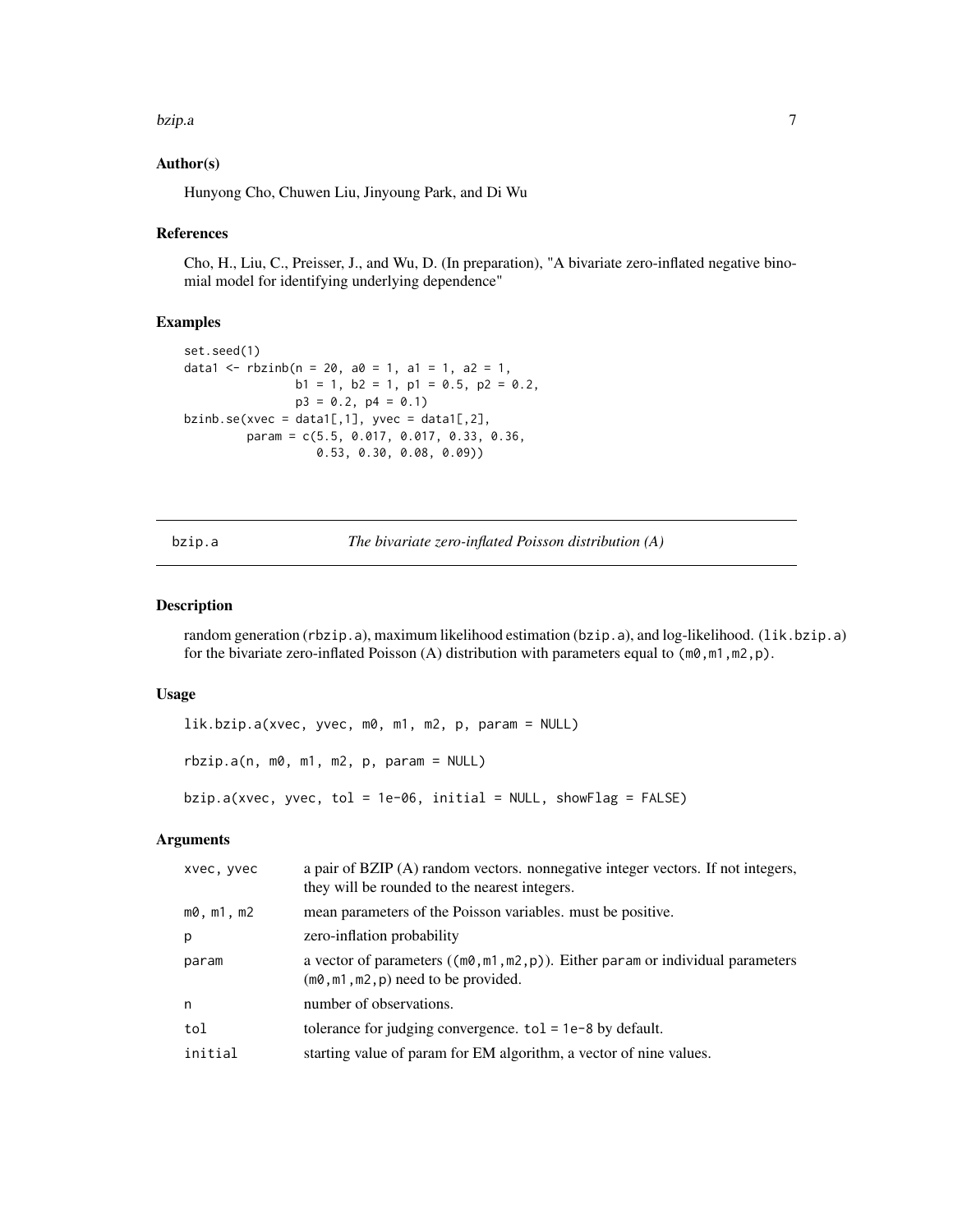### Author(s)

Hunyong Cho, Chuwen Liu, Jinyoung Park, and Di Wu

### References

Cho, H., Liu, C., Preisser, J., and Wu, D. (In preparation), "A bivariate zero-inflated negative binomial model for identifying underlying dependence"

### Examples

```
set.seed(1)
data1 <- rbzinb(n = 20, a0 = 1, a1 = 1, a2 = 1,
               b1 = 1, b2 = 1, p1 = 0.5, p2 = 0.2,
               p3 = 0.2, p4 = 0.1)
bzinb.se(xvec = data1[,1], yvec = data1[,2],
        param = c(5.5, 0.017, 0.017, 0.33, 0.36,
                  0.53, 0.30, 0.08, 0.09))
```

---

## bzip.a *The bivariate zero-inflated Poisson distribution (A)*

### Description

random generation (`rbzip.a`), maximum likelihood estimation (`bzip.a`), and log-likelihood. (`lik.bzip.a`) for the bivariate zero-inflated Poisson (A) distribution with parameters equal to `(m0,m1,m2,p)`.

### Usage

```
lik.bzip.a(xvec, yvec, m0, m1, m2, p, param = NULL)

rbzip.a(n, m0, m1, m2, p, param = NULL)

bzip.a(xvec, yvec, tol = 1e-06, initial = NULL, showFlag = FALSE)
```

### Arguments

| | |
|---|---|
| xvec, yvec | a pair of BZIP (A) random vectors. nonnegative integer vectors. If not integers, they will be rounded to the nearest integers. |
| m0, m1, m2 | mean parameters of the Poisson variables. must be positive. |
| p | zero-inflation probability |
| param | a vector of parameters (`(m0,m1,m2,p)`). Either `param` or individual parameters (`m0,m1,m2,p`) need to be provided. |
| n | number of observations. |
| tol | tolerance for judging convergence. `tol = 1e-8` by default. |
| initial | starting value of param for EM algorithm, a vector of nine values. |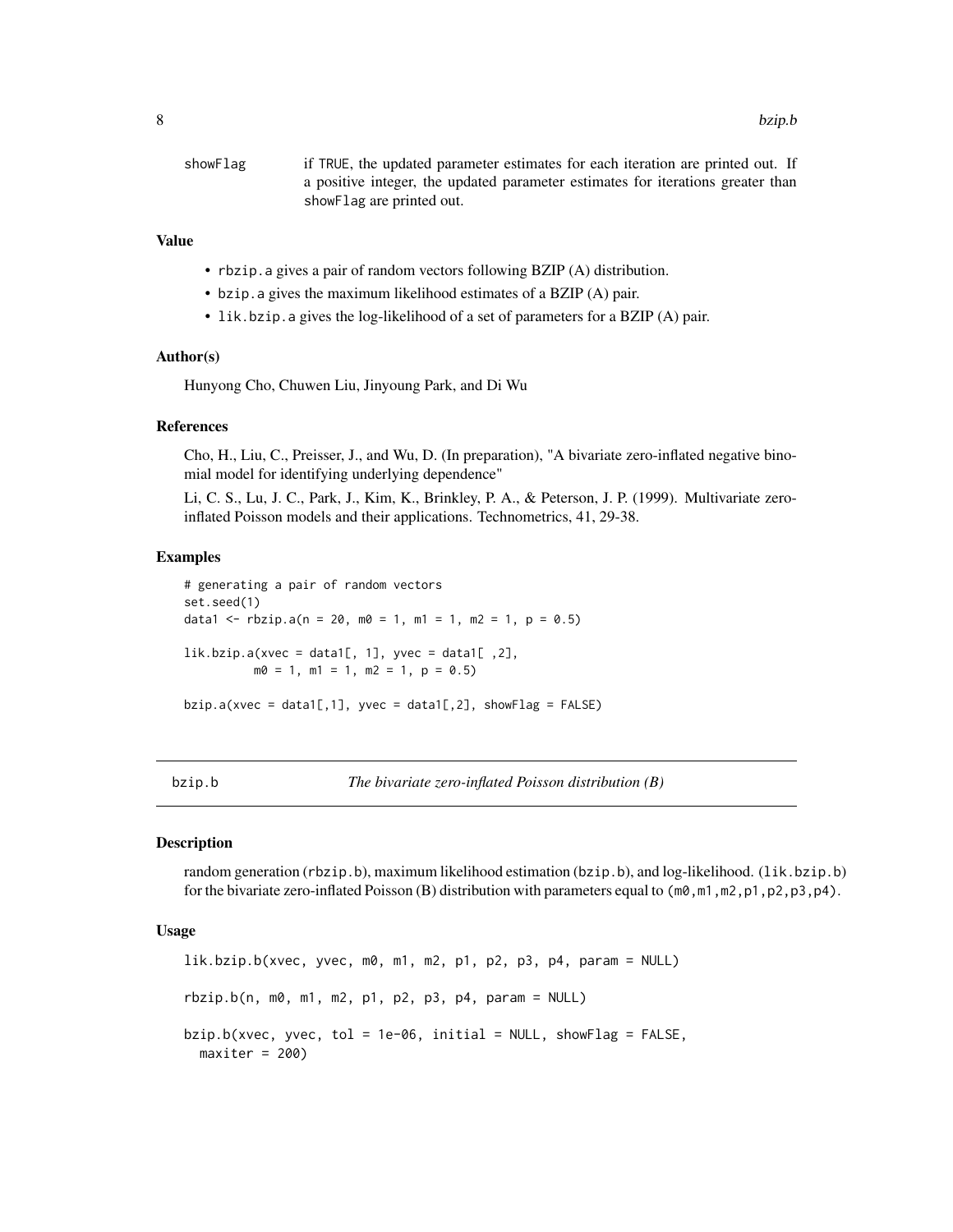showFlag if TRUE, the updated parameter estimates for each iteration are printed out. If a positive integer, the updated parameter estimates for iterations greater than showFlag are printed out.

### Value

- rbzip.a gives a pair of random vectors following BZIP (A) distribution.
- bzip.a gives the maximum likelihood estimates of a BZIP (A) pair.
- lik.bzip.a gives the log-likelihood of a set of parameters for a BZIP (A) pair.

### Author(s)

Hunyong Cho, Chuwen Liu, Jinyoung Park, and Di Wu

### References

Cho, H., Liu, C., Preisser, J., and Wu, D. (In preparation), "A bivariate zero-inflated negative binomial model for identifying underlying dependence"

Li, C. S., Lu, J. C., Park, J., Kim, K., Brinkley, P. A., & Peterson, J. P. (1999). Multivariate zero-inflated Poisson models and their applications. Technometrics, 41, 29-38.

### Examples

```
# generating a pair of random vectors
set.seed(1)
data1 <- rbzip.a(n = 20, m0 = 1, m1 = 1, m2 = 1, p = 0.5)

lik.bzip.a(xvec = data1[, 1], yvec = data1[ ,2],
         m0 = 1, m1 = 1, m2 = 1, p = 0.5)

bzip.a(xvec = data1[,1], yvec = data1[,2], showFlag = FALSE)
```

---

## bzip.b *The bivariate zero-inflated Poisson distribution (B)*

---

### Description

random generation (rbzip.b), maximum likelihood estimation (bzip.b), and log-likelihood. (lik.bzip.b) for the bivariate zero-inflated Poisson (B) distribution with parameters equal to (m0,m1,m2,p1,p2,p3,p4).

### Usage

```
lik.bzip.b(xvec, yvec, m0, m1, m2, p1, p2, p3, p4, param = NULL)

rbzip.b(n, m0, m1, m2, p1, p2, p3, p4, param = NULL)

bzip.b(xvec, yvec, tol = 1e-06, initial = NULL, showFlag = FALSE,
  maxiter = 200)
```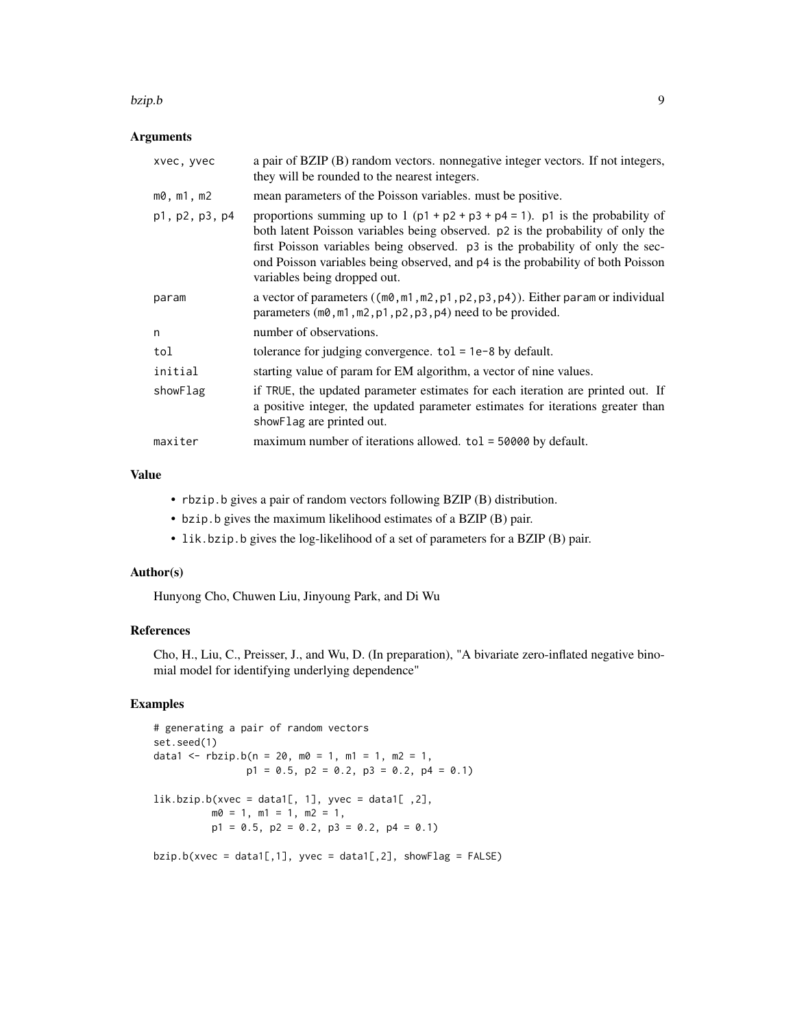## Arguments

| | |
|---|---|
| xvec, yvec | a pair of BZIP (B) random vectors. nonnegative integer vectors. If not integers, they will be rounded to the nearest integers. |
| m0, m1, m2 | mean parameters of the Poisson variables. must be positive. |
| p1, p2, p3, p4 | proportions summing up to 1 (p1 + p2 + p3 + p4 = 1). p1 is the probability of both latent Poisson variables being observed. p2 is the probability of only the first Poisson variables being observed. p3 is the probability of only the second Poisson variables being observed, and p4 is the probability of both Poisson variables being dropped out. |
| param | a vector of parameters ((m0,m1,m2,p1,p2,p3,p4)). Either param or individual parameters (m0,m1,m2,p1,p2,p3,p4) need to be provided. |
| n | number of observations. |
| tol | tolerance for judging convergence. tol = 1e-8 by default. |
| initial | starting value of param for EM algorithm, a vector of nine values. |
| showFlag | if TRUE, the updated parameter estimates for each iteration are printed out. If a positive integer, the updated parameter estimates for iterations greater than showFlag are printed out. |
| maxiter | maximum number of iterations allowed. tol = 50000 by default. |

## Value

- rbzip.b gives a pair of random vectors following BZIP (B) distribution.
- bzip.b gives the maximum likelihood estimates of a BZIP (B) pair.
- lik.bzip.b gives the log-likelihood of a set of parameters for a BZIP (B) pair.

## Author(s)

Hunyong Cho, Chuwen Liu, Jinyoung Park, and Di Wu

## References

Cho, H., Liu, C., Preisser, J., and Wu, D. (In preparation), "A bivariate zero-inflated negative binomial model for identifying underlying dependence"

## Examples

```
# generating a pair of random vectors
set.seed(1)
data1 <- rbzip.b(n = 20, m0 = 1, m1 = 1, m2 = 1,
                p1 = 0.5, p2 = 0.2, p3 = 0.2, p4 = 0.1)

lik.bzip.b(xvec = data1[, 1], yvec = data1[ ,2],
          m0 = 1, m1 = 1, m2 = 1,
          p1 = 0.5, p2 = 0.2, p3 = 0.2, p4 = 0.1)

bzip.b(xvec = data1[,1], yvec = data1[,2], showFlag = FALSE)
```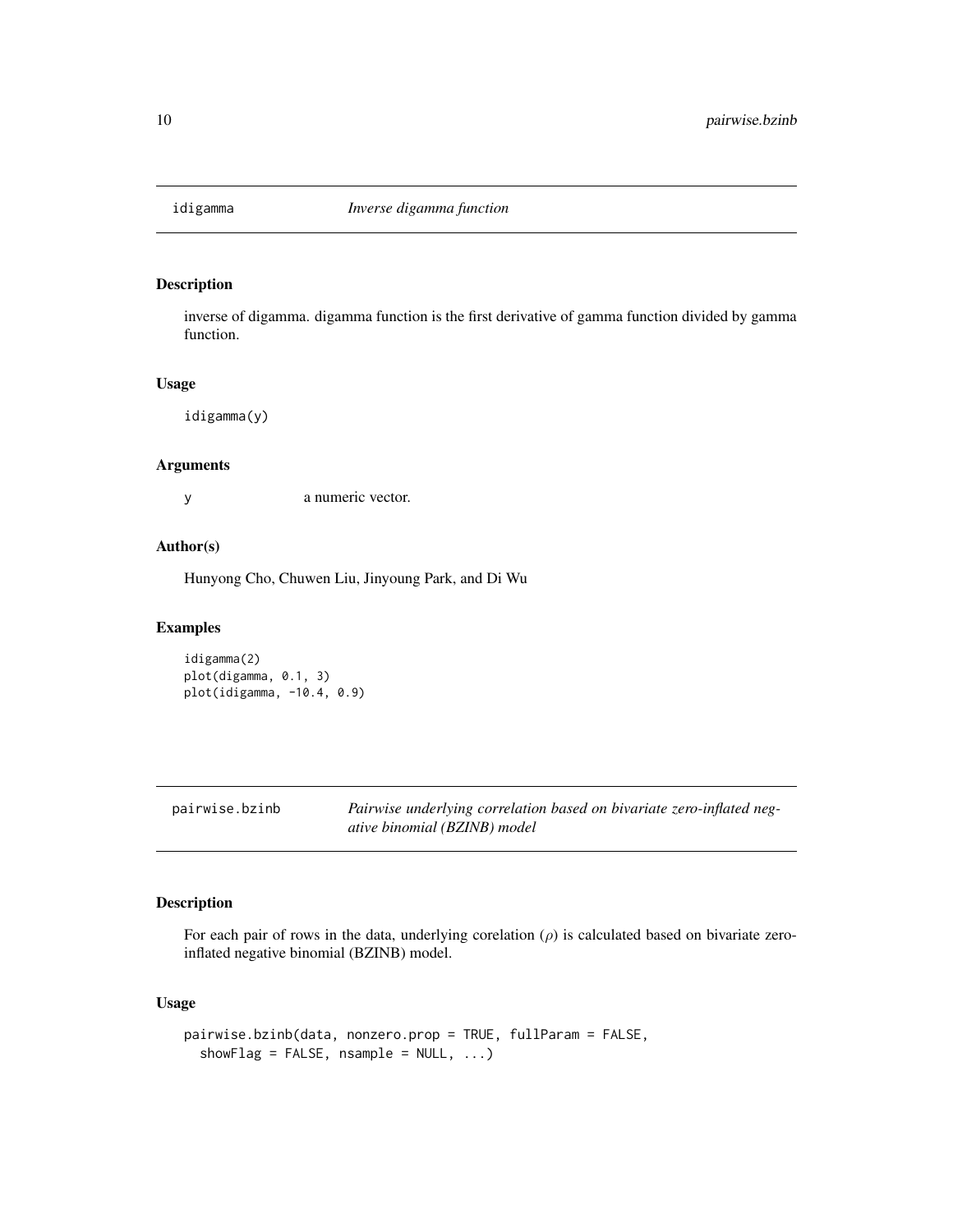## idigamma — *Inverse digamma function*

### Description

inverse of digamma. digamma function is the first derivative of gamma function divided by gamma function.

### Usage

```
idigamma(y)
```

### Arguments

| | |
|---|---|
| y | a numeric vector. |

### Author(s)

Hunyong Cho, Chuwen Liu, Jinyoung Park, and Di Wu

### Examples

```
idigamma(2)
plot(digamma, 0.1, 3)
plot(idigamma, -10.4, 0.9)
```

## pairwise.bzinb — *Pairwise underlying correlation based on bivariate zero-inflated negative binomial (BZINB) model*

### Description

For each pair of rows in the data, underlying corelation ($\rho$) is calculated based on bivariate zero-inflated negative binomial (BZINB) model.

### Usage

```
pairwise.bzinb(data, nonzero.prop = TRUE, fullParam = FALSE,
  showFlag = FALSE, nsample = NULL, ...)
```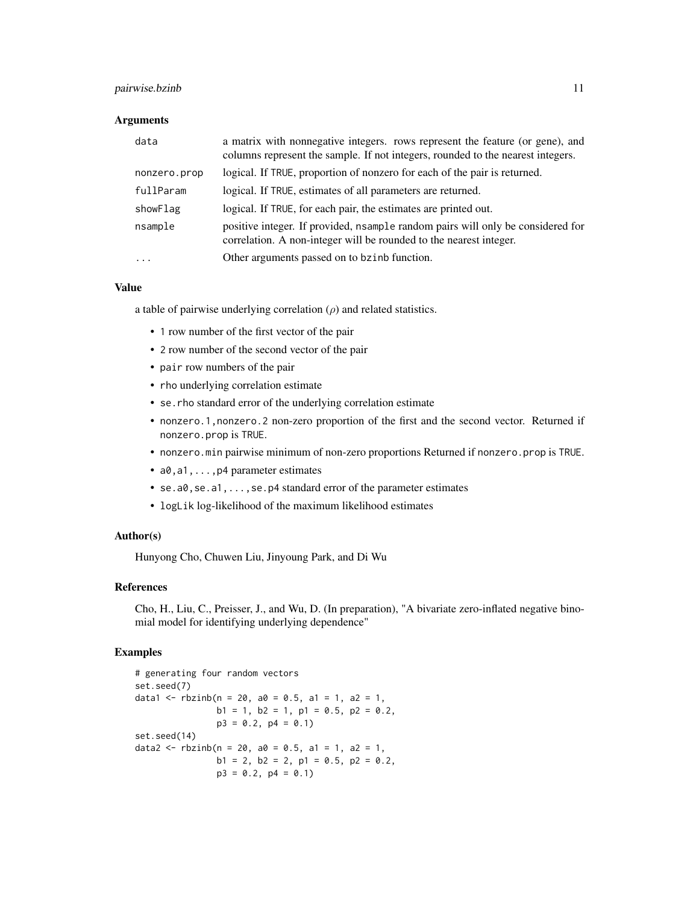### Arguments

| | |
|---|---|
| data | a matrix with nonnegative integers. rows represent the feature (or gene), and columns represent the sample. If not integers, rounded to the nearest integers. |
| nonzero.prop | logical. If TRUE, proportion of nonzero for each of the pair is returned. |
| fullParam | logical. If TRUE, estimates of all parameters are returned. |
| showFlag | logical. If TRUE, for each pair, the estimates are printed out. |
| nsample | positive integer. If provided, nsample random pairs will only be considered for correlation. A non-integer will be rounded to the nearest integer. |
| ... | Other arguments passed on to bzinb function. |

### Value

a table of pairwise underlying correlation ($\rho$) and related statistics.

- 1 row number of the first vector of the pair
- 2 row number of the second vector of the pair
- pair row numbers of the pair
- rho underlying correlation estimate
- se.rho standard error of the underlying correlation estimate
- nonzero.1,nonzero.2 non-zero proportion of the first and the second vector. Returned if nonzero.prop is TRUE.
- nonzero.min pairwise minimum of non-zero proportions Returned if nonzero.prop is TRUE.
- a0,a1,...,p4 parameter estimates
- se.a0,se.a1,...,se.p4 standard error of the parameter estimates
- logLik log-likelihood of the maximum likelihood estimates

### Author(s)

Hunyong Cho, Chuwen Liu, Jinyoung Park, and Di Wu

### References

Cho, H., Liu, C., Preisser, J., and Wu, D. (In preparation), "A bivariate zero-inflated negative binomial model for identifying underlying dependence"

### Examples

```
# generating four random vectors
set.seed(7)
data1 <- rbzinb(n = 20, a0 = 0.5, a1 = 1, a2 = 1,
                b1 = 1, b2 = 1, p1 = 0.5, p2 = 0.2,
                p3 = 0.2, p4 = 0.1)
set.seed(14)
data2 <- rbzinb(n = 20, a0 = 0.5, a1 = 1, a2 = 1,
                b1 = 2, b2 = 2, p1 = 0.5, p2 = 0.2,
                p3 = 0.2, p4 = 0.1)
```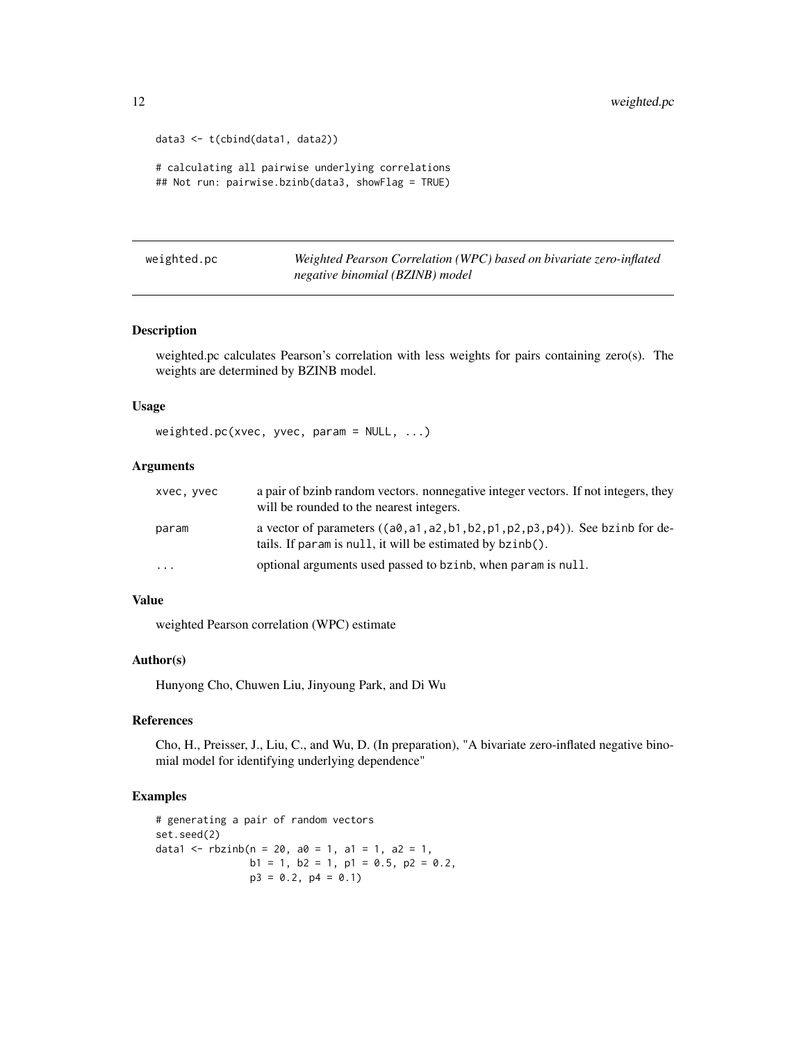```
data3 <- t(cbind(data1, data2))

# calculating all pairwise underlying correlations
## Not run: pairwise.bzinb(data3, showFlag = TRUE)
```

## weighted.pc    *Weighted Pearson Correlation (WPC) based on bivariate zero-inflated negative binomial (BZINB) model*

### Description

weighted.pc calculates Pearson's correlation with less weights for pairs containing zero(s). The weights are determined by BZINB model.

### Usage

```
weighted.pc(xvec, yvec, param = NULL, ...)
```

### Arguments

| | |
|---|---|
| xvec, yvec | a pair of bzinb random vectors. nonnegative integer vectors. If not integers, they will be rounded to the nearest integers. |
| param | a vector of parameters ((a0,a1,a2,b1,b2,p1,p2,p3,p4)). See bzinb for details. If param is null, it will be estimated by bzinb(). |
| ... | optional arguments used passed to bzinb, when param is null. |

### Value

weighted Pearson correlation (WPC) estimate

### Author(s)

Hunyong Cho, Chuwen Liu, Jinyoung Park, and Di Wu

### References

Cho, H., Preisser, J., Liu, C., and Wu, D. (In preparation), "A bivariate zero-inflated negative binomial model for identifying underlying dependence"

### Examples

```
# generating a pair of random vectors
set.seed(2)
data1 <- rbzinb(n = 20, a0 = 1, a1 = 1, a2 = 1,
                b1 = 1, b2 = 1, p1 = 0.5, p2 = 0.2,
                p3 = 0.2, p4 = 0.1)
```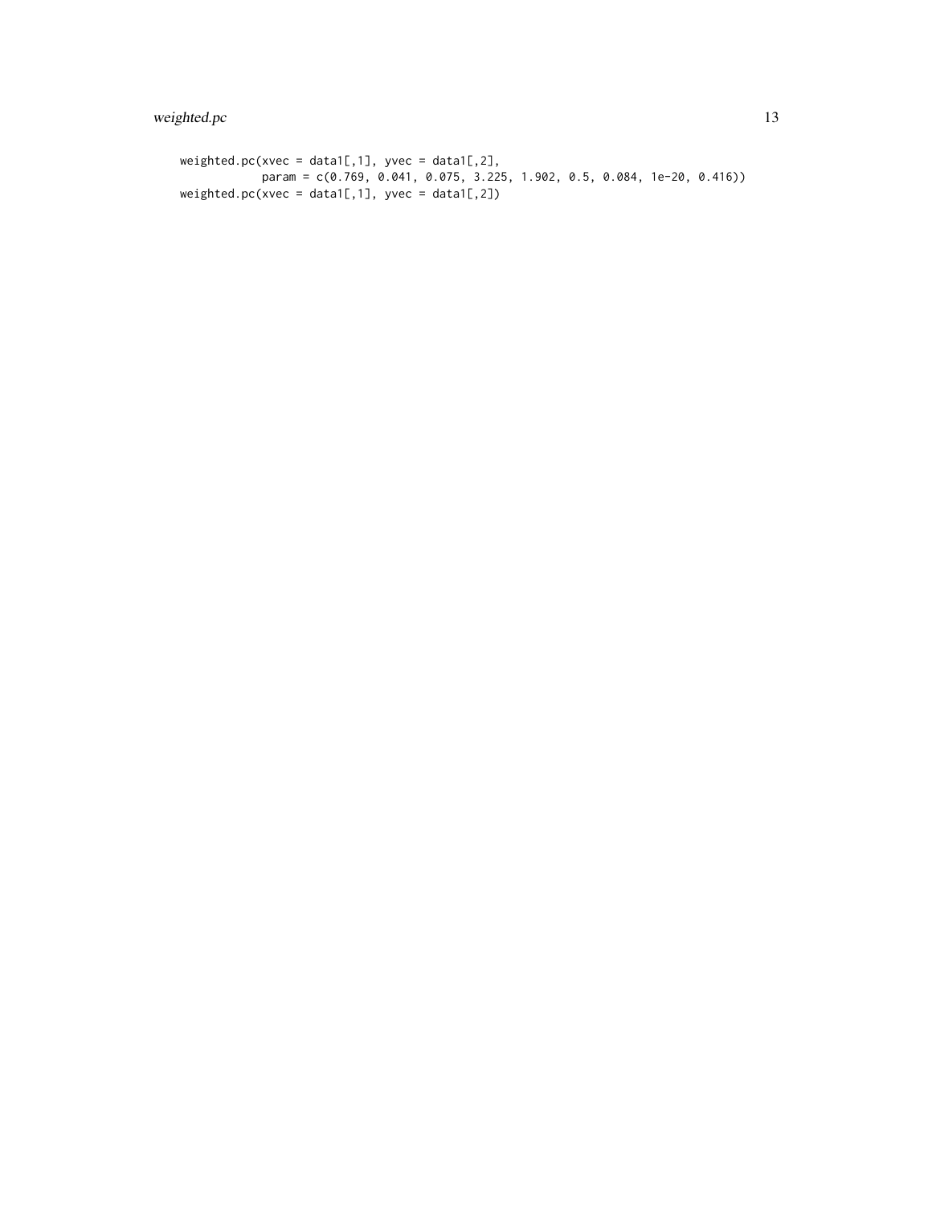```
weighted.pc(xvec = data1[,1], yvec = data1[,2],
            param = c(0.769, 0.041, 0.075, 3.225, 1.902, 0.5, 0.084, 1e-20, 0.416))
weighted.pc(xvec = data1[,1], yvec = data1[,2])
```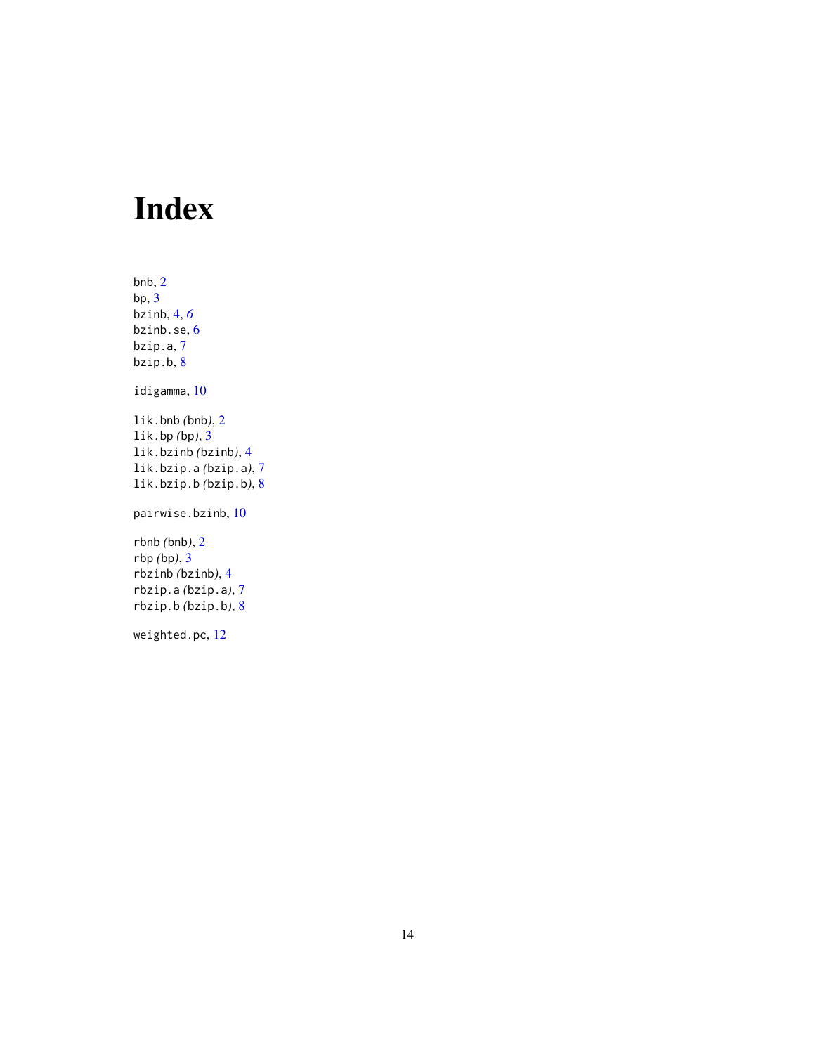# Index

bnb, 2
bp, 3
bzinb, 4, *6*
bzinb.se, 6
bzip.a, 7
bzip.b, 8

idigamma, 10

lik.bnb *(*bnb*)*, 2
lik.bp *(*bp*)*, 3
lik.bzinb *(*bzinb*)*, 4
lik.bzip.a *(*bzip.a*)*, 7
lik.bzip.b *(*bzip.b*)*, 8

pairwise.bzinb, 10

rbnb *(*bnb*)*, 2
rbp *(*bp*)*, 3
rbzinb *(*bzinb*)*, 4
rbzip.a *(*bzip.a*)*, 7
rbzip.b *(*bzip.b*)*, 8

weighted.pc, 12